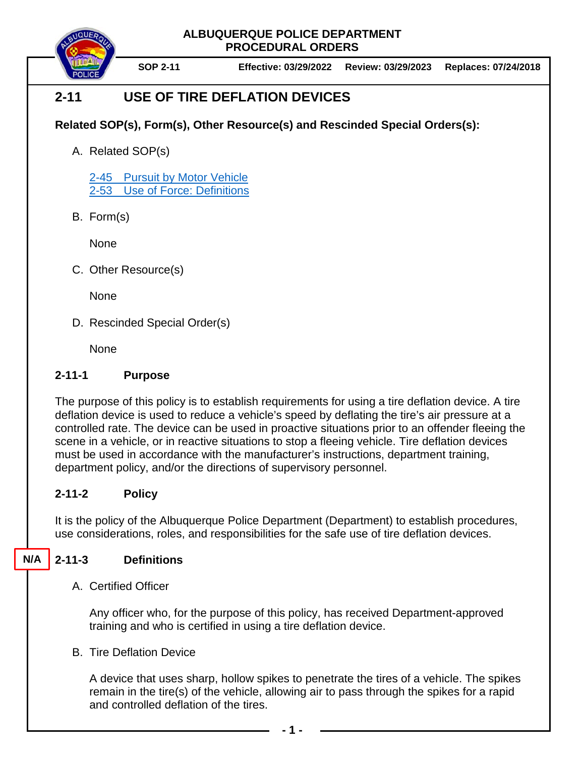**ALBUQUERQUE POLICE DEPARTMENT**
**PROCEDURAL ORDERS**

**SOP 2-11** | **Effective: 03/29/2022** | **Review: 03/29/2023** | **Replaces: 07/24/2018**

# 2-11 USE OF TIRE DEFLATION DEVICES

**Related SOP(s), Form(s), Other Resource(s) and Rescinded Special Orders(s):**

A. Related SOP(s)

   2-45 Pursuit by Motor Vehicle
   2-53 Use of Force: Definitions

B. Form(s)

   None

C. Other Resource(s)

   None

D. Rescinded Special Order(s)

   None

## 2-11-1 Purpose

The purpose of this policy is to establish requirements for using a tire deflation device. A tire deflation device is used to reduce a vehicle's speed by deflating the tire's air pressure at a controlled rate. The device can be used in proactive situations prior to an offender fleeing the scene in a vehicle, or in reactive situations to stop a fleeing vehicle. Tire deflation devices must be used in accordance with the manufacturer's instructions, department training, department policy, and/or the directions of supervisory personnel.

## 2-11-2 Policy

It is the policy of the Albuquerque Police Department (Department) to establish procedures, use considerations, roles, and responsibilities for the safe use of tire deflation devices.

## N/A 2-11-3 Definitions

A. Certified Officer

   Any officer who, for the purpose of this policy, has received Department-approved training and who is certified in using a tire deflation device.

B. Tire Deflation Device

   A device that uses sharp, hollow spikes to penetrate the tires of a vehicle. The spikes remain in the tire(s) of the vehicle, allowing air to pass through the spikes for a rapid and controlled deflation of the tires.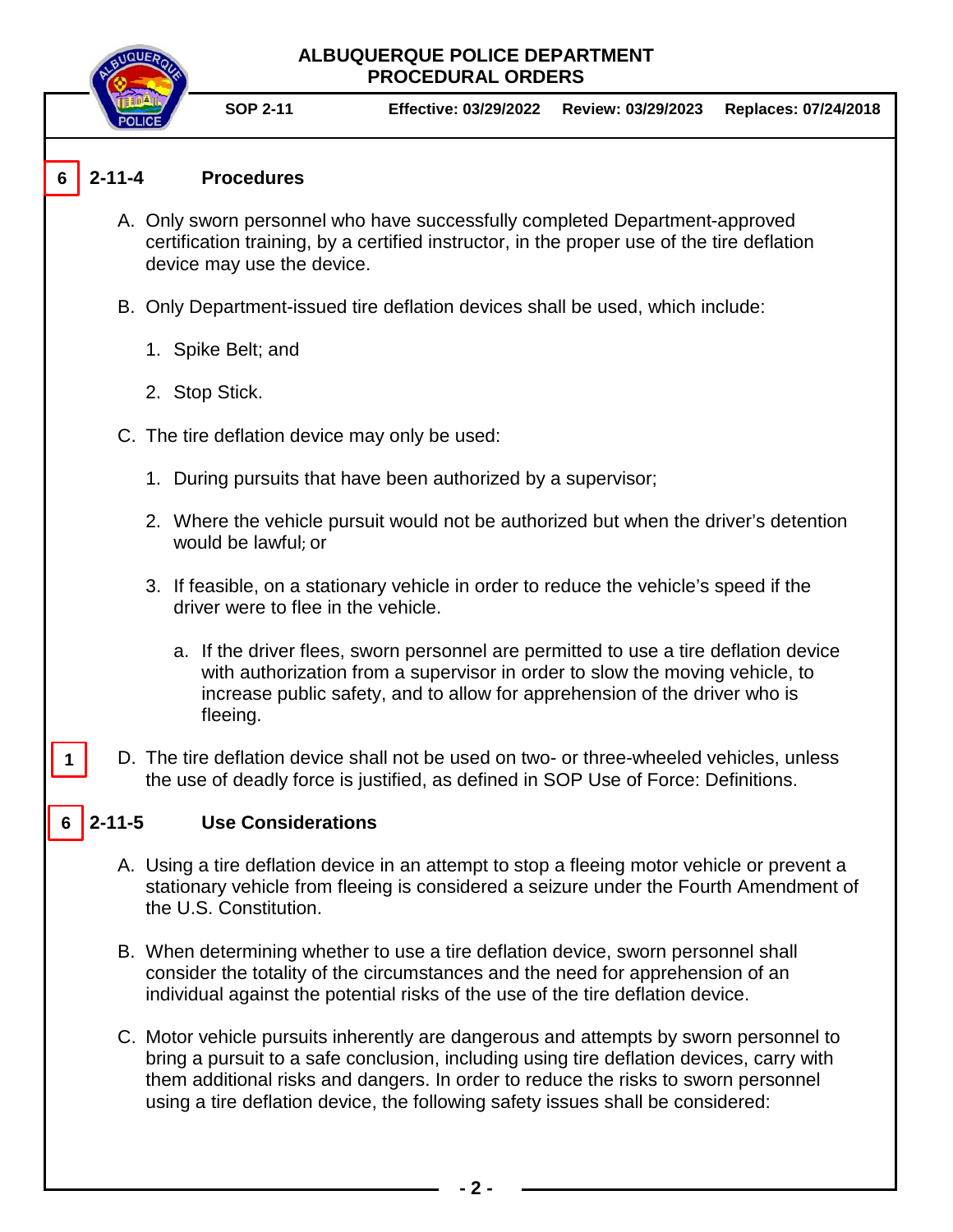6 **2-11-4 Procedures**

A. Only sworn personnel who have successfully completed Department-approved certification training, by a certified instructor, in the proper use of the tire deflation device may use the device.

B. Only Department-issued tire deflation devices shall be used, which include:

   1. Spike Belt; and

   2. Stop Stick.

C. The tire deflation device may only be used:

   1. During pursuits that have been authorized by a supervisor;

   2. Where the vehicle pursuit would not be authorized but when the driver's detention would be lawful; or

   3. If feasible, on a stationary vehicle in order to reduce the vehicle's speed if the driver were to flee in the vehicle.

      a. If the driver flees, sworn personnel are permitted to use a tire deflation device with authorization from a supervisor in order to slow the moving vehicle, to increase public safety, and to allow for apprehension of the driver who is fleeing.

1 D. The tire deflation device shall not be used on two- or three-wheeled vehicles, unless the use of deadly force is justified, as defined in SOP Use of Force: Definitions.

6 **2-11-5 Use Considerations**

A. Using a tire deflation device in an attempt to stop a fleeing motor vehicle or prevent a stationary vehicle from fleeing is considered a seizure under the Fourth Amendment of the U.S. Constitution.

B. When determining whether to use a tire deflation device, sworn personnel shall consider the totality of the circumstances and the need for apprehension of an individual against the potential risks of the use of the tire deflation device.

C. Motor vehicle pursuits inherently are dangerous and attempts by sworn personnel to bring a pursuit to a safe conclusion, including using tire deflation devices, carry with them additional risks and dangers. In order to reduce the risks to sworn personnel using a tire deflation device, the following safety issues shall be considered: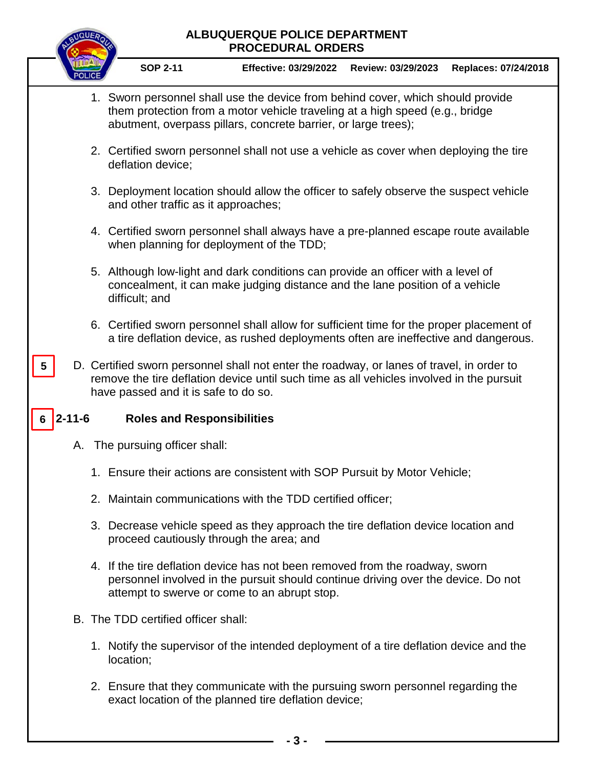1. Sworn personnel shall use the device from behind cover, which should provide them protection from a motor vehicle traveling at a high speed (e.g., bridge abutment, overpass pillars, concrete barrier, or large trees);

2. Certified sworn personnel shall not use a vehicle as cover when deploying the tire deflation device;

3. Deployment location should allow the officer to safely observe the suspect vehicle and other traffic as it approaches;

4. Certified sworn personnel shall always have a pre-planned escape route available when planning for deployment of the TDD;

5. Although low-light and dark conditions can provide an officer with a level of concealment, it can make judging distance and the lane position of a vehicle difficult; and

6. Certified sworn personnel shall allow for sufficient time for the proper placement of a tire deflation device, as rushed deployments often are ineffective and dangerous.

5 D. Certified sworn personnel shall not enter the roadway, or lanes of travel, in order to remove the tire deflation device until such time as all vehicles involved in the pursuit have passed and it is safe to do so.

## 6 2-11-6 Roles and Responsibilities

A. The pursuing officer shall:

1. Ensure their actions are consistent with SOP Pursuit by Motor Vehicle;

2. Maintain communications with the TDD certified officer;

3. Decrease vehicle speed as they approach the tire deflation device location and proceed cautiously through the area; and

4. If the tire deflation device has not been removed from the roadway, sworn personnel involved in the pursuit should continue driving over the device. Do not attempt to swerve or come to an abrupt stop.

B. The TDD certified officer shall:

1. Notify the supervisor of the intended deployment of a tire deflation device and the location;

2. Ensure that they communicate with the pursuing sworn personnel regarding the exact location of the planned tire deflation device;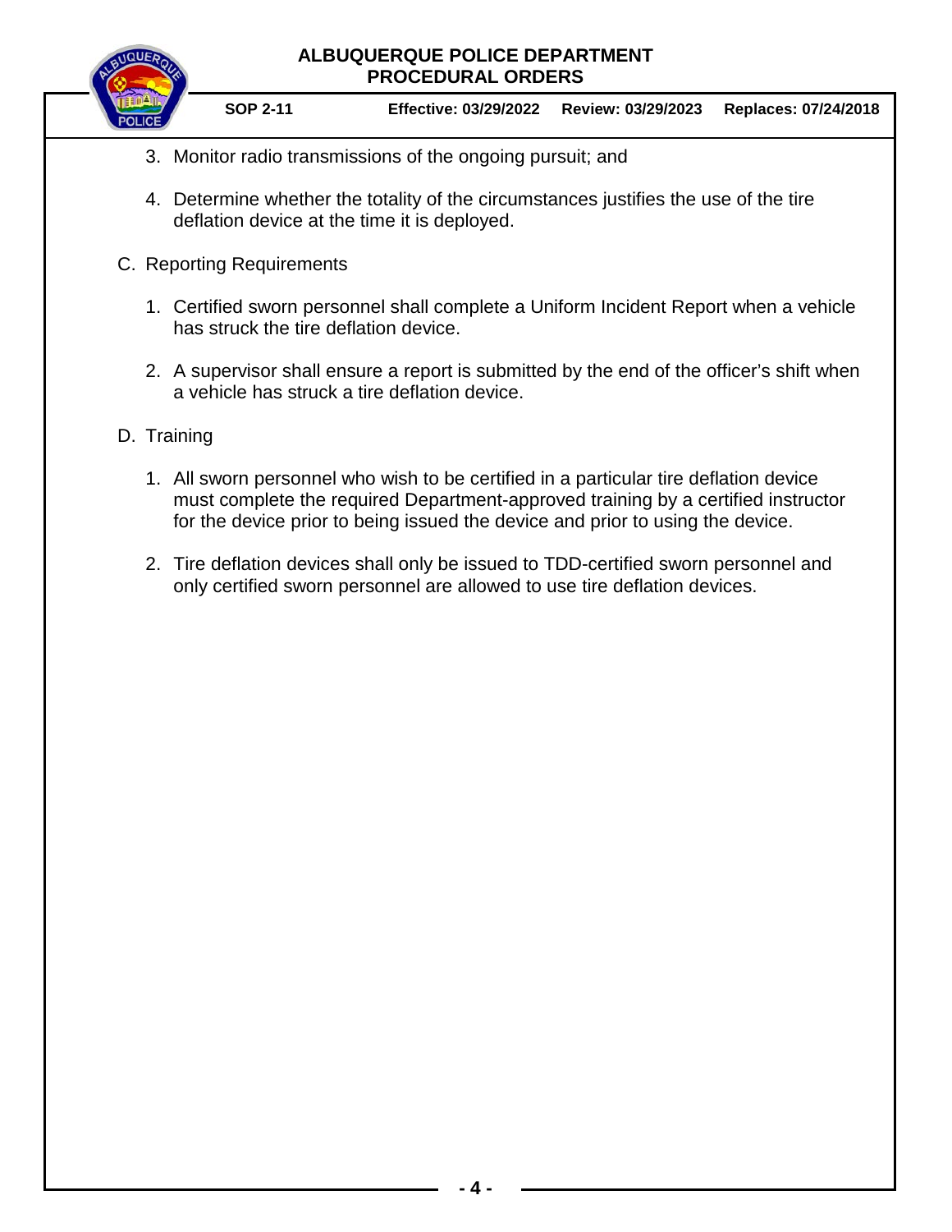3. Monitor radio transmissions of the ongoing pursuit; and

4. Determine whether the totality of the circumstances justifies the use of the tire deflation device at the time it is deployed.

C. Reporting Requirements

1. Certified sworn personnel shall complete a Uniform Incident Report when a vehicle has struck the tire deflation device.

2. A supervisor shall ensure a report is submitted by the end of the officer's shift when a vehicle has struck a tire deflation device.

D. Training

1. All sworn personnel who wish to be certified in a particular tire deflation device must complete the required Department-approved training by a certified instructor for the device prior to being issued the device and prior to using the device.

2. Tire deflation devices shall only be issued to TDD-certified sworn personnel and only certified sworn personnel are allowed to use tire deflation devices.